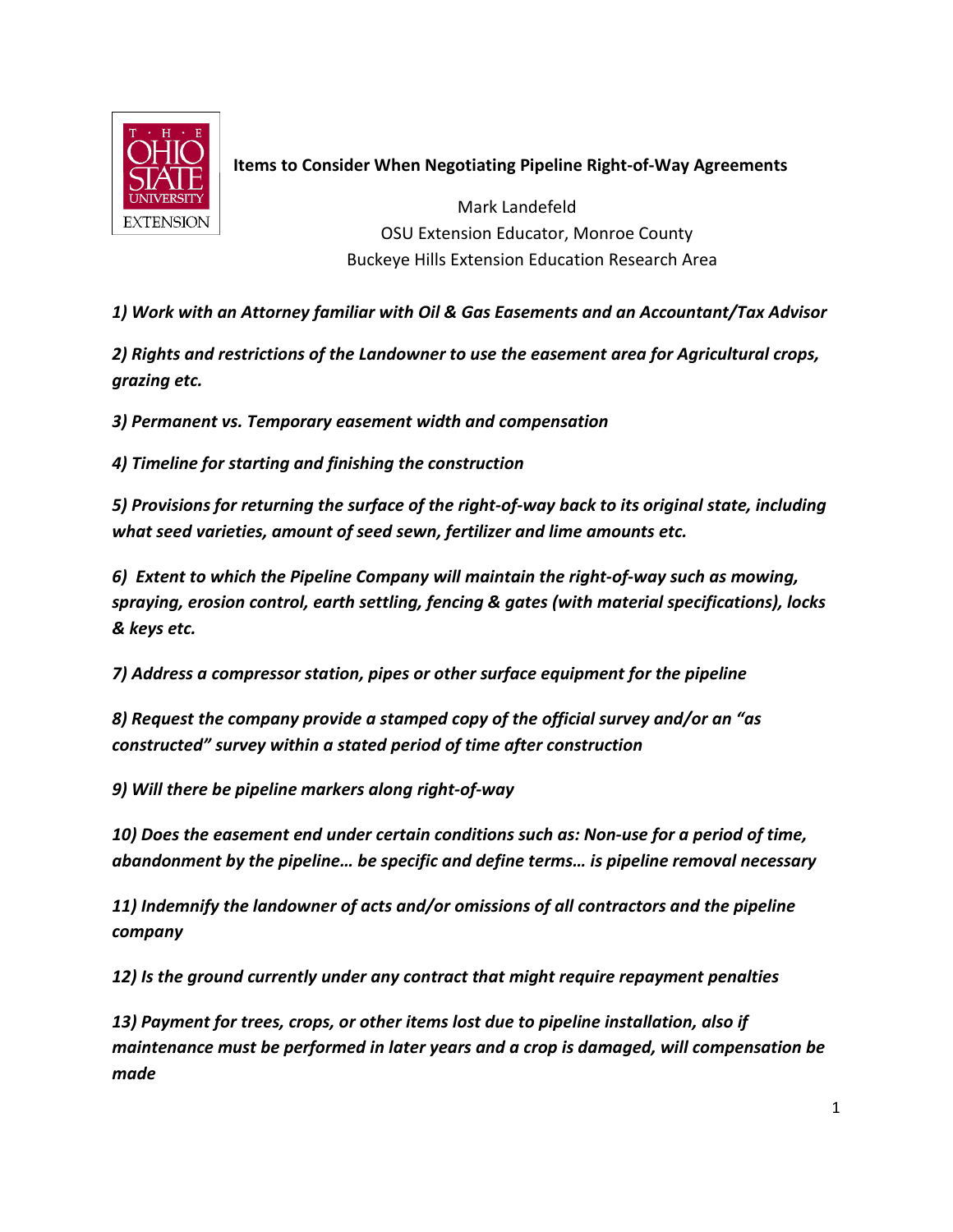**Items to Consider When Negotiating Pipeline Right-of-Way Agreements**

Mark Landefeld
OSU Extension Educator, Monroe County
Buckeye Hills Extension Education Research Area

***1) Work with an Attorney familiar with Oil & Gas Easements and an Accountant/Tax Advisor***

***2) Rights and restrictions of the Landowner to use the easement area for Agricultural crops, grazing etc.***

***3) Permanent vs. Temporary easement width and compensation***

***4) Timeline for starting and finishing the construction***

***5) Provisions for returning the surface of the right-of-way back to its original state, including what seed varieties, amount of seed sewn, fertilizer and lime amounts etc.***

***6) Extent to which the Pipeline Company will maintain the right-of-way such as mowing, spraying, erosion control, earth settling, fencing & gates (with material specifications), locks & keys etc.***

***7) Address a compressor station, pipes or other surface equipment for the pipeline***

***8) Request the company provide a stamped copy of the official survey and/or an "as constructed" survey within a stated period of time after construction***

***9) Will there be pipeline markers along right-of-way***

***10) Does the easement end under certain conditions such as: Non-use for a period of time, abandonment by the pipeline… be specific and define terms… is pipeline removal necessary***

***11) Indemnify the landowner of acts and/or omissions of all contractors and the pipeline company***

***12) Is the ground currently under any contract that might require repayment penalties***

***13) Payment for trees, crops, or other items lost due to pipeline installation, also if maintenance must be performed in later years and a crop is damaged, will compensation be made***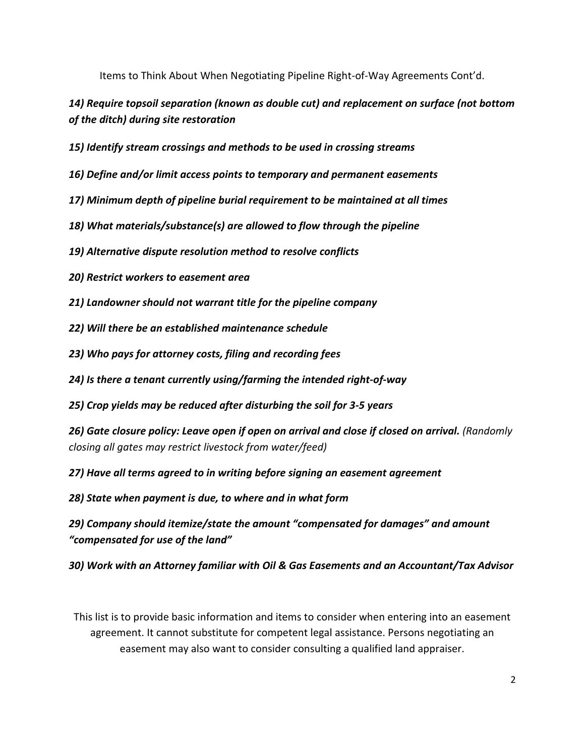Items to Think About When Negotiating Pipeline Right-of-Way Agreements Cont'd.

***14) Require topsoil separation (known as double cut) and replacement on surface (not bottom of the ditch) during site restoration***

***15) Identify stream crossings and methods to be used in crossing streams***

***16) Define and/or limit access points to temporary and permanent easements***

***17) Minimum depth of pipeline burial requirement to be maintained at all times***

***18) What materials/substance(s) are allowed to flow through the pipeline***

***19) Alternative dispute resolution method to resolve conflicts***

***20) Restrict workers to easement area***

***21) Landowner should not warrant title for the pipeline company***

***22) Will there be an established maintenance schedule***

***23) Who pays for attorney costs, filing and recording fees***

***24) Is there a tenant currently using/farming the intended right-of-way***

***25) Crop yields may be reduced after disturbing the soil for 3-5 years***

***26) Gate closure policy: Leave open if open on arrival and close if closed on arrival.*** *(Randomly closing all gates may restrict livestock from water/feed)*

***27) Have all terms agreed to in writing before signing an easement agreement***

***28) State when payment is due, to where and in what form***

***29) Company should itemize/state the amount "compensated for damages" and amount "compensated for use of the land"***

***30) Work with an Attorney familiar with Oil & Gas Easements and an Accountant/Tax Advisor***

This list is to provide basic information and items to consider when entering into an easement agreement. It cannot substitute for competent legal assistance. Persons negotiating an easement may also want to consider consulting a qualified land appraiser.